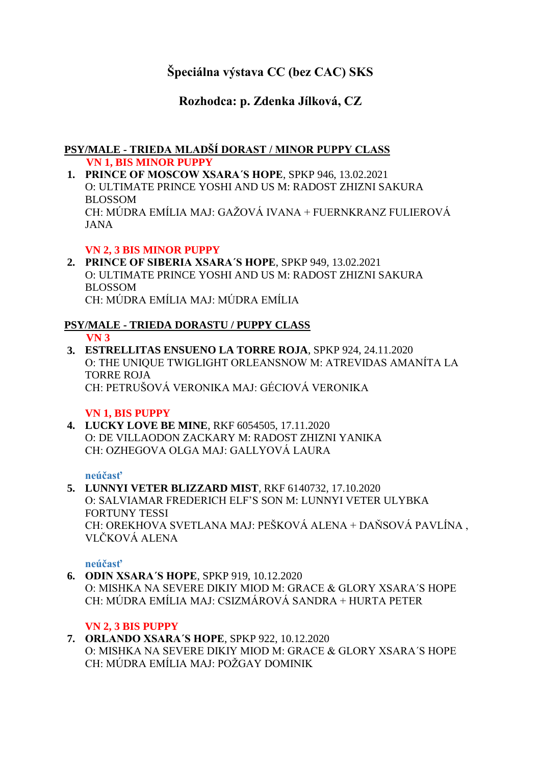# Špeciálna výstava CC (bez CAC) SKS

## Rozhodca: p. Zdenka Jílková, CZ

### PSY/MALE - TRIEDA MLADŠÍ DORAST / MINOR PUPPY CLASS

**VN 1, BIS MINOR PUPPY**

1. **PRINCE OF MOSCOW XSARA´S HOPE**, SPKP 946, 13.02.2021
   O: ULTIMATE PRINCE YOSHI AND US M: RADOST ZHIZNI SAKURA BLOSSOM
   CH: MÚDRA EMÍLIA MAJ: GAŽOVÁ IVANA + FUERNKRANZ FULIEROVÁ JANA

**VN 2, 3 BIS MINOR PUPPY**

2. **PRINCE OF SIBERIA XSARA´S HOPE**, SPKP 949, 13.02.2021
   O: ULTIMATE PRINCE YOSHI AND US M: RADOST ZHIZNI SAKURA BLOSSOM
   CH: MÚDRA EMÍLIA MAJ: MÚDRA EMÍLIA

### PSY/MALE - TRIEDA DORASTU / PUPPY CLASS

**VN 3**

3. **ESTRELLITAS ENSUENO LA TORRE ROJA**, SPKP 924, 24.11.2020
   O: THE UNIQUE TWIGLIGHT ORLEANSNOW M: ATREVIDAS AMANÍTA LA TORRE ROJA
   CH: PETRUŠOVÁ VERONIKA MAJ: GÉCIOVÁ VERONIKA

**VN 1, BIS PUPPY**

4. **LUCKY LOVE BE MINE**, RKF 6054505, 17.11.2020
   O: DE VILLAODON ZACKARY M: RADOST ZHIZNI YANIKA
   CH: OZHEGOVA OLGA MAJ: GALLYOVÁ LAURA

**neúčasť**

5. **LUNNYI VETER BLIZZARD MIST**, RKF 6140732, 17.10.2020
   O: SALVIAMAR FREDERICH ELF'S SON M: LUNNYI VETER ULYBKA FORTUNY TESSI
   CH: OREKHOVA SVETLANA MAJ: PEŠKOVÁ ALENA + DAŇSOVÁ PAVLÍNA , VLČKOVÁ ALENA

**neúčasť**

6. **ODIN XSARA´S HOPE**, SPKP 919, 10.12.2020
   O: MISHKA NA SEVERE DIKIY MIOD M: GRACE & GLORY XSARA´S HOPE
   CH: MÚDRA EMÍLIA MAJ: CSIZMÁROVÁ SANDRA + HURTA PETER

**VN 2, 3 BIS PUPPY**

7. **ORLANDO XSARA´S HOPE**, SPKP 922, 10.12.2020
   O: MISHKA NA SEVERE DIKIY MIOD M: GRACE & GLORY XSARA´S HOPE
   CH: MÚDRA EMÍLIA MAJ: POŽGAY DOMINIK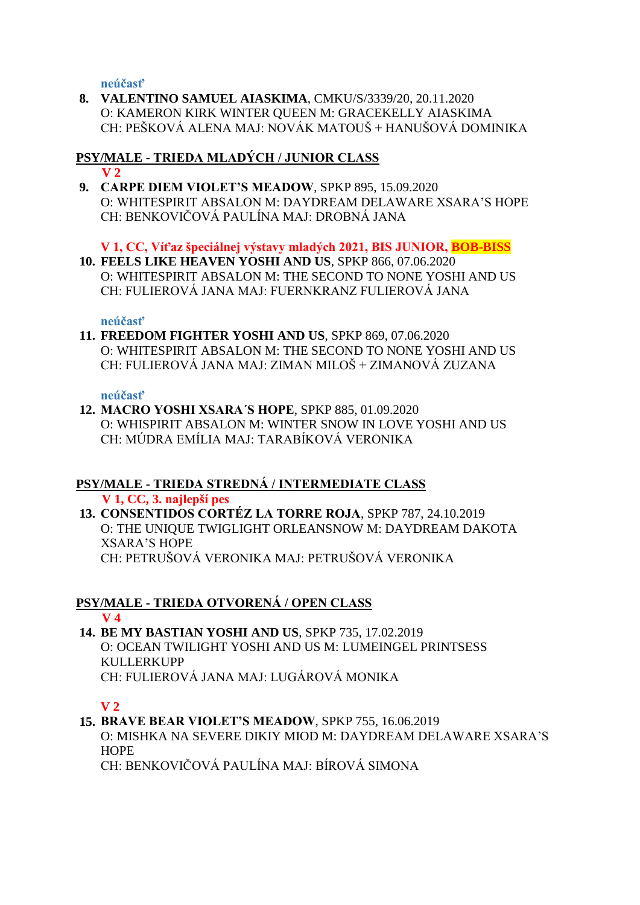**neúčasť**

8. **VALENTINO SAMUEL AIASKIMA**, CMKU/S/3339/20, 20.11.2020
   O: KAMERON KIRK WINTER QUEEN M: GRACEKELLY AIASKIMA
   CH: PEŠKOVÁ ALENA MAJ: NOVÁK MATOUŠ + HANUŠOVÁ DOMINIKA

## PSY/MALE - TRIEDA MLADÝCH / JUNIOR CLASS

**V 2**

9. **CARPE DIEM VIOLET'S MEADOW**, SPKP 895, 15.09.2020
   O: WHITESPIRIT ABSALON M: DAYDREAM DELAWARE XSARA'S HOPE
   CH: BENKOVIČOVÁ PAULÍNA MAJ: DROBNÁ JANA

**V 1, CC, Víťaz špeciálnej výstavy mladých 2021, BIS JUNIOR, BOB-BISS**

10. **FEELS LIKE HEAVEN YOSHI AND US**, SPKP 866, 07.06.2020
    O: WHITESPIRIT ABSALON M: THE SECOND TO NONE YOSHI AND US
    CH: FULIEROVÁ JANA MAJ: FUERNKRANZ FULIEROVÁ JANA

**neúčasť**

11. **FREEDOM FIGHTER YOSHI AND US**, SPKP 869, 07.06.2020
    O: WHITESPIRIT ABSALON M: THE SECOND TO NONE YOSHI AND US
    CH: FULIEROVÁ JANA MAJ: ZIMAN MILOŠ + ZIMANOVÁ ZUZANA

**neúčasť**

12. **MACRO YOSHI XSARA´S HOPE**, SPKP 885, 01.09.2020
    O: WHISPIRIT ABSALON M: WINTER SNOW IN LOVE YOSHI AND US
    CH: MÚDRA EMÍLIA MAJ: TARABÍKOVÁ VERONIKA

## PSY/MALE - TRIEDA STREDNÁ / INTERMEDIATE CLASS

**V 1, CC, 3. najlepší pes**

13. **CONSENTIDOS CORTÉZ LA TORRE ROJA**, SPKP 787, 24.10.2019
    O: THE UNIQUE TWIGLIGHT ORLEANSNOW M: DAYDREAM DAKOTA XSARA'S HOPE
    CH: PETRUŠOVÁ VERONIKA MAJ: PETRUŠOVÁ VERONIKA

## PSY/MALE - TRIEDA OTVORENÁ / OPEN CLASS

**V 4**

14. **BE MY BASTIAN YOSHI AND US**, SPKP 735, 17.02.2019
    O: OCEAN TWILIGHT YOSHI AND US M: LUMEINGEL PRINTSESS KULLERKUPP
    CH: FULIEROVÁ JANA MAJ: LUGÁROVÁ MONIKA

**V 2**

15. **BRAVE BEAR VIOLET'S MEADOW**, SPKP 755, 16.06.2019
    O: MISHKA NA SEVERE DIKIY MIOD M: DAYDREAM DELAWARE XSARA'S HOPE
    CH: BENKOVIČOVÁ PAULÍNA MAJ: BÍROVÁ SIMONA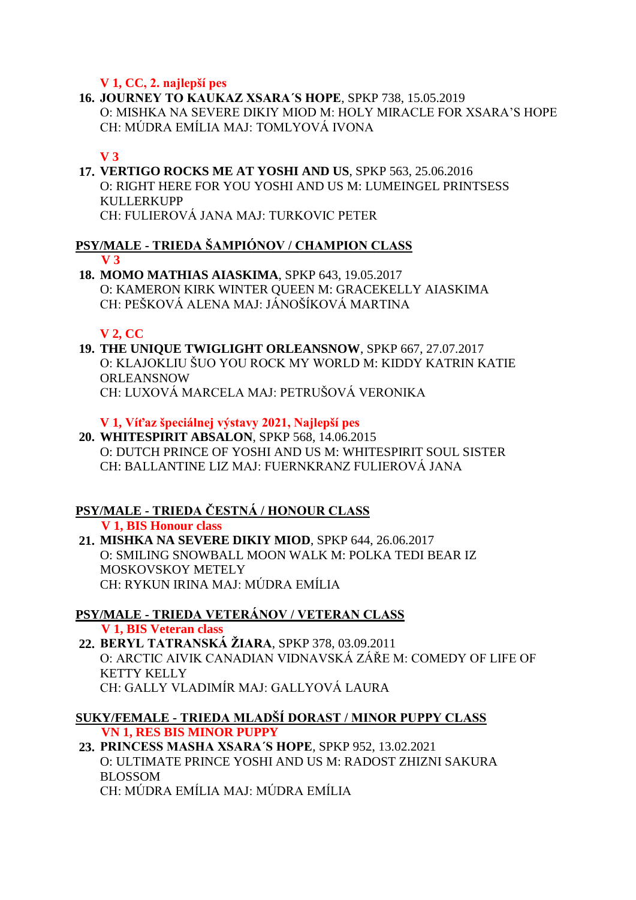**V 1, CC, 2. najlepší pes**

16. **JOURNEY TO KAUKAZ XSARA´S HOPE**, SPKP 738, 15.05.2019
O: MISHKA NA SEVERE DIKIY MIOD M: HOLY MIRACLE FOR XSARA'S HOPE
CH: MÚDRA EMÍLIA MAJ: TOMLYOVÁ IVONA

**V 3**

17. **VERTIGO ROCKS ME AT YOSHI AND US**, SPKP 563, 25.06.2016
O: RIGHT HERE FOR YOU YOSHI AND US M: LUMEINGEL PRINTSESS KULLERKUPP
CH: FULIEROVÁ JANA MAJ: TURKOVIC PETER

## PSY/MALE - TRIEDA ŠAMPIÓNOV / CHAMPION CLASS

**V 3**

18. **MOMO MATHIAS AIASKIMA**, SPKP 643, 19.05.2017
O: KAMERON KIRK WINTER QUEEN M: GRACEKELLY AIASKIMA
CH: PEŠKOVÁ ALENA MAJ: JÁNOŠÍKOVÁ MARTINA

**V 2, CC**

19. **THE UNIQUE TWIGLIGHT ORLEANSNOW**, SPKP 667, 27.07.2017
O: KLAJOKLIU ŠUO YOU ROCK MY WORLD M: KIDDY KATRIN KATIE ORLEANSNOW
CH: LUXOVÁ MARCELA MAJ: PETRUŠOVÁ VERONIKA

**V 1, Víťaz špeciálnej výstavy 2021, Najlepší pes**

20. **WHITESPIRIT ABSALON**, SPKP 568, 14.06.2015
O: DUTCH PRINCE OF YOSHI AND US M: WHITESPIRIT SOUL SISTER
CH: BALLANTINE LIZ MAJ: FUERNKRANZ FULIEROVÁ JANA

## PSY/MALE - TRIEDA ČESTNÁ / HONOUR CLASS

**V 1, BIS Honour class**

21. **MISHKA NA SEVERE DIKIY MIOD**, SPKP 644, 26.06.2017
O: SMILING SNOWBALL MOON WALK M: POLKA TEDI BEAR IZ MOSKOVSKOY METELY
CH: RYKUN IRINA MAJ: MÚDRA EMÍLIA

## PSY/MALE - TRIEDA VETERÁNOV / VETERAN CLASS

**V 1, BIS Veteran class**

22. **BERYL TATRANSKÁ ŽIARA**, SPKP 378, 03.09.2011
O: ARCTIC AIVIK CANADIAN VIDNAVSKÁ ZÁŘE M: COMEDY OF LIFE OF KETTY KELLY
CH: GALLY VLADIMÍR MAJ: GALLYOVÁ LAURA

## SUKY/FEMALE - TRIEDA MLADŠÍ DORAST / MINOR PUPPY CLASS

**VN 1, RES BIS MINOR PUPPY**

23. **PRINCESS MASHA XSARA´S HOPE**, SPKP 952, 13.02.2021
O: ULTIMATE PRINCE YOSHI AND US M: RADOST ZHIZNI SAKURA BLOSSOM
CH: MÚDRA EMÍLIA MAJ: MÚDRA EMÍLIA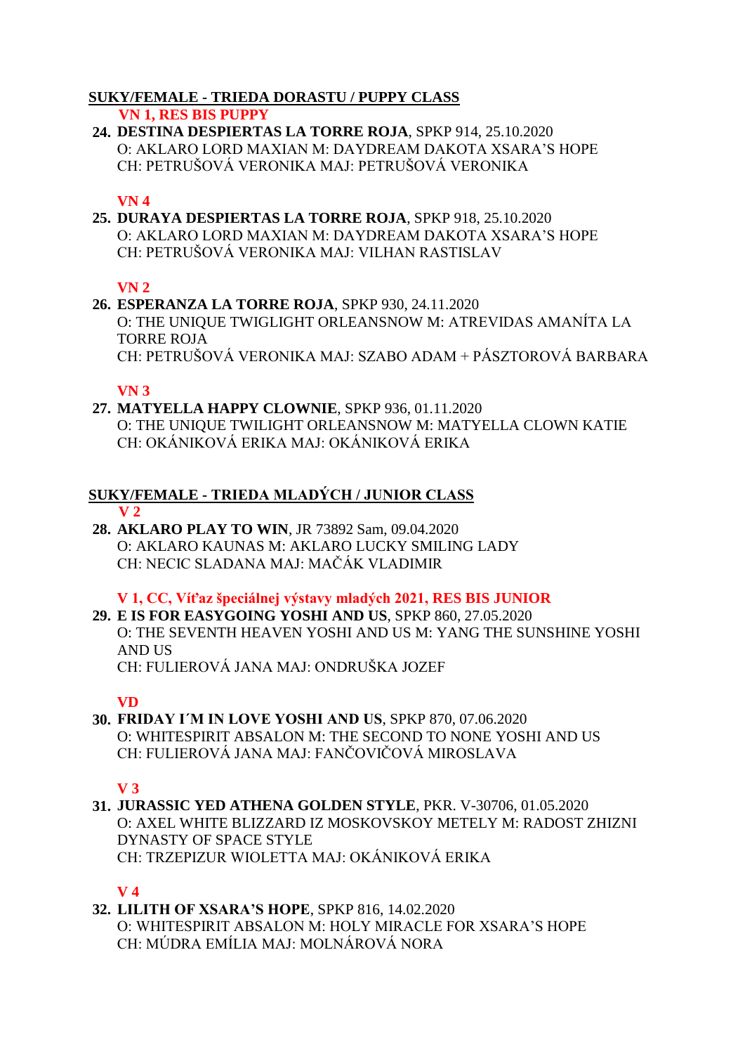## SUKY/FEMALE - TRIEDA DORASTU / PUPPY CLASS

**VN 1, RES BIS PUPPY**

**24. DESTINA DESPIERTAS LA TORRE ROJA**, SPKP 914, 25.10.2020
O: AKLARO LORD MAXIAN M: DAYDREAM DAKOTA XSARA'S HOPE
CH: PETRUŠOVÁ VERONIKA MAJ: PETRUŠOVÁ VERONIKA

**VN 4**

**25. DURAYA DESPIERTAS LA TORRE ROJA**, SPKP 918, 25.10.2020
O: AKLARO LORD MAXIAN M: DAYDREAM DAKOTA XSARA'S HOPE
CH: PETRUŠOVÁ VERONIKA MAJ: VILHAN RASTISLAV

**VN 2**

**26. ESPERANZA LA TORRE ROJA**, SPKP 930, 24.11.2020
O: THE UNIQUE TWIGLIGHT ORLEANSNOW M: ATREVIDAS AMANÍTA LA TORRE ROJA
CH: PETRUŠOVÁ VERONIKA MAJ: SZABO ADAM + PÁSZTOROVÁ BARBARA

**VN 3**

**27. MATYELLA HAPPY CLOWNIE**, SPKP 936, 01.11.2020
O: THE UNIQUE TWILIGHT ORLEANSNOW M: MATYELLA CLOWN KATIE
CH: OKÁNIKOVÁ ERIKA MAJ: OKÁNIKOVÁ ERIKA

## SUKY/FEMALE - TRIEDA MLADÝCH / JUNIOR CLASS

**V 2**

**28. AKLARO PLAY TO WIN**, JR 73892 Sam, 09.04.2020
O: AKLARO KAUNAS M: AKLARO LUCKY SMILING LADY
CH: NECIC SLADANA MAJ: MAČÁK VLADIMIR

**V 1, CC, Víťaz špeciálnej výstavy mladých 2021, RES BIS JUNIOR**

**29. E IS FOR EASYGOING YOSHI AND US**, SPKP 860, 27.05.2020
O: THE SEVENTH HEAVEN YOSHI AND US M: YANG THE SUNSHINE YOSHI AND US
CH: FULIEROVÁ JANA MAJ: ONDRUŠKA JOZEF

**VD**

**30. FRIDAY I´M IN LOVE YOSHI AND US**, SPKP 870, 07.06.2020
O: WHITESPIRIT ABSALON M: THE SECOND TO NONE YOSHI AND US
CH: FULIEROVÁ JANA MAJ: FANČOVIČOVÁ MIROSLAVA

**V 3**

**31. JURASSIC YED ATHENA GOLDEN STYLE**, PKR. V-30706, 01.05.2020
O: AXEL WHITE BLIZZARD IZ MOSKOVSKOY METELY M: RADOST ZHIZNI DYNASTY OF SPACE STYLE
CH: TRZEPIZUR WIOLETTA MAJ: OKÁNIKOVÁ ERIKA

**V 4**

**32. LILITH OF XSARA'S HOPE**, SPKP 816, 14.02.2020
O: WHITESPIRIT ABSALON M: HOLY MIRACLE FOR XSARA'S HOPE
CH: MÚDRA EMÍLIA MAJ: MOLNÁROVÁ NORA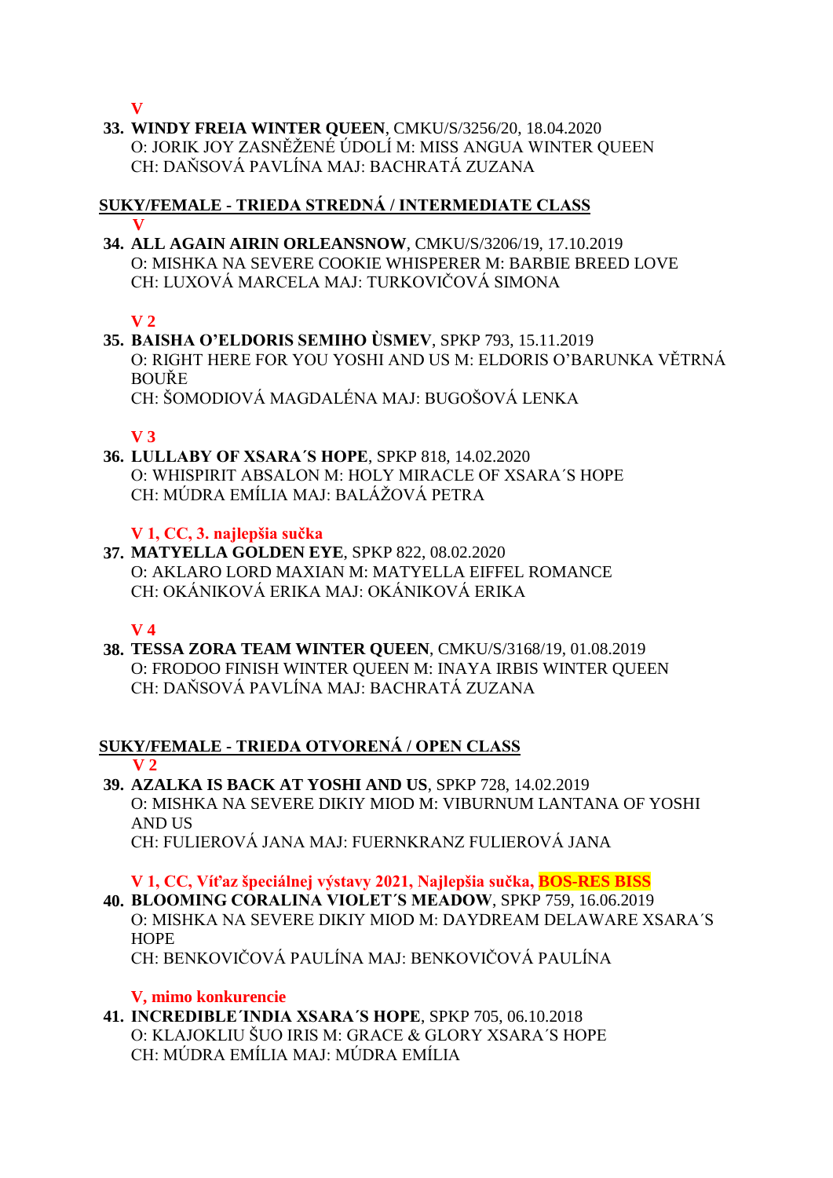**V**

**33. WINDY FREIA WINTER QUEEN**, CMKU/S/3256/20, 18.04.2020
O: JORIK JOY ZASNĚŽENÉ ÚDOLÍ M: MISS ANGUA WINTER QUEEN
CH: DAŇSOVÁ PAVLÍNA MAJ: BACHRATÁ ZUZANA

## SUKY/FEMALE - TRIEDA STREDNÁ / INTERMEDIATE CLASS

**V**

**34. ALL AGAIN AIRIN ORLEANSNOW**, CMKU/S/3206/19, 17.10.2019
O: MISHKA NA SEVERE COOKIE WHISPERER M: BARBIE BREED LOVE
CH: LUXOVÁ MARCELA MAJ: TURKOVIČOVÁ SIMONA

**V 2**

**35. BAISHA O'ELDORIS SEMIHO ÙSMEV**, SPKP 793, 15.11.2019
O: RIGHT HERE FOR YOU YOSHI AND US M: ELDORIS O'BARUNKA VĚTRNÁ BOUŘE
CH: ŠOMODIOVÁ MAGDALÉNA MAJ: BUGOŠOVÁ LENKA

**V 3**

**36. LULLABY OF XSARA´S HOPE**, SPKP 818, 14.02.2020
O: WHISPIRIT ABSALON M: HOLY MIRACLE OF XSARA´S HOPE
CH: MÚDRA EMÍLIA MAJ: BALÁŽOVÁ PETRA

**V 1, CC, 3. najlepšia sučka**

**37. MATYELLA GOLDEN EYE**, SPKP 822, 08.02.2020
O: AKLARO LORD MAXIAN M: MATYELLA EIFFEL ROMANCE
CH: OKÁNIKOVÁ ERIKA MAJ: OKÁNIKOVÁ ERIKA

**V 4**

**38. TESSA ZORA TEAM WINTER QUEEN**, CMKU/S/3168/19, 01.08.2019
O: FRODOO FINISH WINTER QUEEN M: INAYA IRBIS WINTER QUEEN
CH: DAŇSOVÁ PAVLÍNA MAJ: BACHRATÁ ZUZANA

## SUKY/FEMALE - TRIEDA OTVORENÁ / OPEN CLASS

**V 2**

**39. AZALKA IS BACK AT YOSHI AND US**, SPKP 728, 14.02.2019
O: MISHKA NA SEVERE DIKIY MIOD M: VIBURNUM LANTANA OF YOSHI AND US
CH: FULIEROVÁ JANA MAJ: FUERNKRANZ FULIEROVÁ JANA

**V 1, CC, Víťaz špeciálnej výstavy 2021, Najlepšia sučka, BOS-RES BISS**

**40. BLOOMING CORALINA VIOLET´S MEADOW**, SPKP 759, 16.06.2019
O: MISHKA NA SEVERE DIKIY MIOD M: DAYDREAM DELAWARE XSARA´S HOPE
CH: BENKOVIČOVÁ PAULÍNA MAJ: BENKOVIČOVÁ PAULÍNA

**V, mimo konkurencie**

**41. INCREDIBLE´INDIA XSARA´S HOPE**, SPKP 705, 06.10.2018
O: KLAJOKLIU ŠUO IRIS M: GRACE & GLORY XSARA´S HOPE
CH: MÚDRA EMÍLIA MAJ: MÚDRA EMÍLIA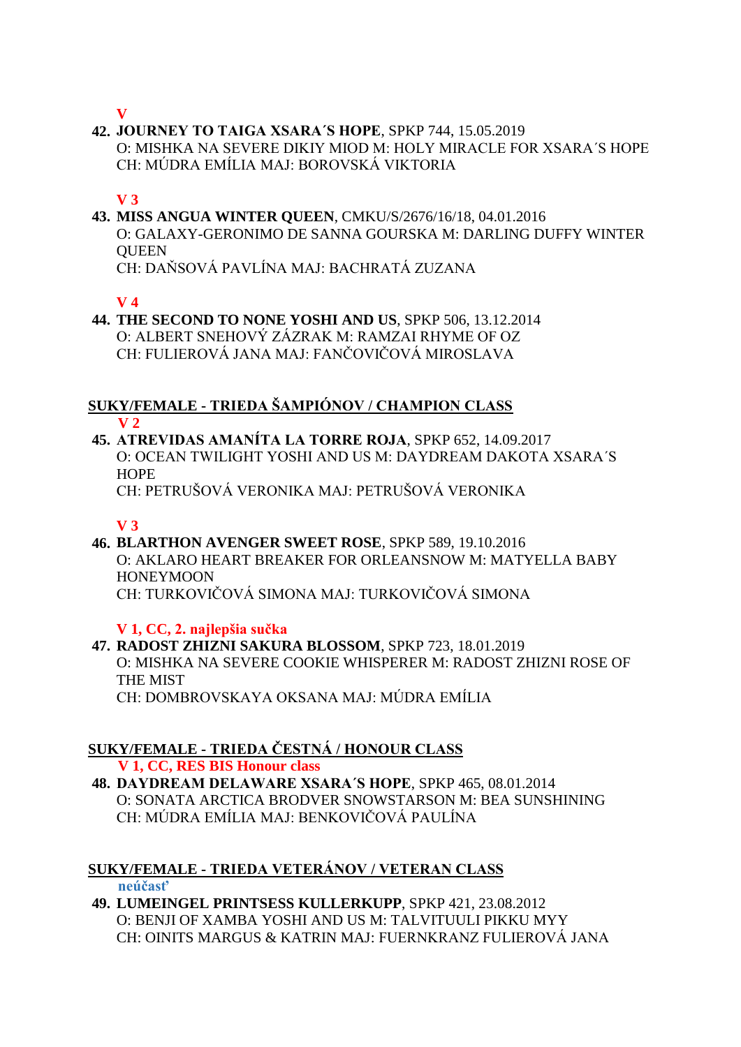**V**

**42. JOURNEY TO TAIGA XSARA´S HOPE**, SPKP 744, 15.05.2019
O: MISHKA NA SEVERE DIKIY MIOD M: HOLY MIRACLE FOR XSARA´S HOPE
CH: MÚDRA EMÍLIA MAJ: BOROVSKÁ VIKTORIA

**V 3**

**43. MISS ANGUA WINTER QUEEN**, CMKU/S/2676/16/18, 04.01.2016
O: GALAXY-GERONIMO DE SANNA GOURSKA M: DARLING DUFFY WINTER QUEEN
CH: DAŇSOVÁ PAVLÍNA MAJ: BACHRATÁ ZUZANA

**V 4**

**44. THE SECOND TO NONE YOSHI AND US**, SPKP 506, 13.12.2014
O: ALBERT SNEHOVÝ ZÁZRAK M: RAMZAI RHYME OF OZ
CH: FULIEROVÁ JANA MAJ: FANČOVIČOVÁ MIROSLAVA

## SUKY/FEMALE - TRIEDA ŠAMPIÓNOV / CHAMPION CLASS

**V 2**

**45. ATREVIDAS AMANÍTA LA TORRE ROJA**, SPKP 652, 14.09.2017
O: OCEAN TWILIGHT YOSHI AND US M: DAYDREAM DAKOTA XSARA´S HOPE
CH: PETRUŠOVÁ VERONIKA MAJ: PETRUŠOVÁ VERONIKA

**V 3**

**46. BLARTHON AVENGER SWEET ROSE**, SPKP 589, 19.10.2016
O: AKLARO HEART BREAKER FOR ORLEANSNOW M: MATYELLA BABY HONEYMOON
CH: TURKOVIČOVÁ SIMONA MAJ: TURKOVIČOVÁ SIMONA

**V 1, CC, 2. najlepšia sučka**

**47. RADOST ZHIZNI SAKURA BLOSSOM**, SPKP 723, 18.01.2019
O: MISHKA NA SEVERE COOKIE WHISPERER M: RADOST ZHIZNI ROSE OF THE MIST
CH: DOMBROVSKAYA OKSANA MAJ: MÚDRA EMÍLIA

## SUKY/FEMALE - TRIEDA ČESTNÁ / HONOUR CLASS

**V 1, CC, RES BIS Honour class**

**48. DAYDREAM DELAWARE XSARA´S HOPE**, SPKP 465, 08.01.2014
O: SONATA ARCTICA BRODVER SNOWSTARSON M: BEA SUNSHINING
CH: MÚDRA EMÍLIA MAJ: BENKOVIČOVÁ PAULÍNA

## SUKY/FEMALE - TRIEDA VETERÁNOV / VETERAN CLASS

**neúčasť**

**49. LUMEINGEL PRINTSESS KULLERKUPP**, SPKP 421, 23.08.2012
O: BENJI OF XAMBA YOSHI AND US M: TALVITUULI PIKKU MYY
CH: OINITS MARGUS & KATRIN MAJ: FUERNKRANZ FULIEROVÁ JANA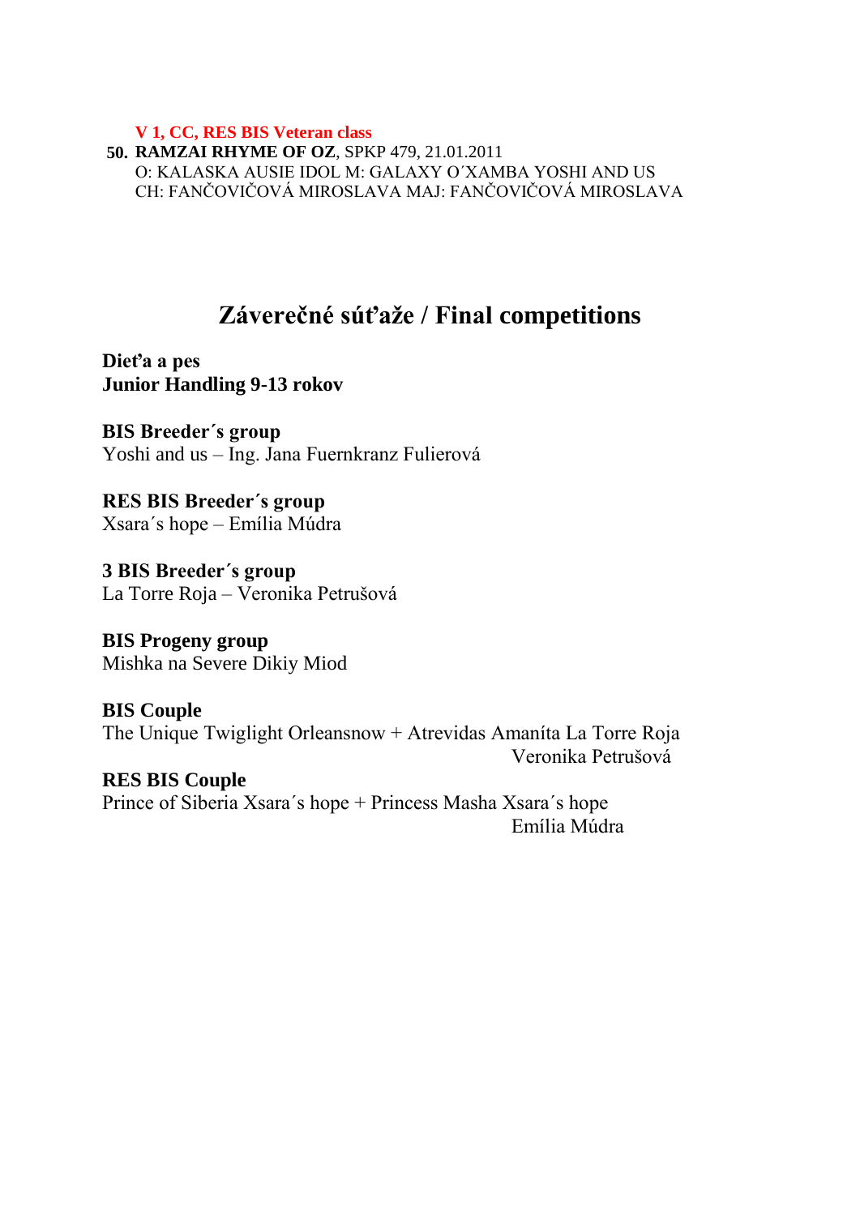**V 1, CC, RES BIS Veteran class**

**50.** **RAMZAI RHYME OF OZ**, SPKP 479, 21.01.2011
O: KALASKA AUSIE IDOL M: GALAXY O´XAMBA YOSHI AND US
CH: FANČOVIČOVÁ MIROSLAVA MAJ: FANČOVIČOVÁ MIROSLAVA

# Záverečné súťaže / Final competitions

**Dieťa a pes**
**Junior Handling 9-13 rokov**

**BIS Breeder´s group**
Yoshi and us – Ing. Jana Fuernkranz Fulierová

**RES BIS Breeder´s group**
Xsara´s hope – Emília Múdra

**3 BIS Breeder´s group**
La Torre Roja – Veronika Petrušová

**BIS Progeny group**
Mishka na Severe Dikiy Miod

**BIS Couple**
The Unique Twiglight Orleansnow + Atrevidas Amaníta La Torre Roja
Veronika Petrušová

**RES BIS Couple**
Prince of Siberia Xsara´s hope + Princess Masha Xsara´s hope
Emília Múdra